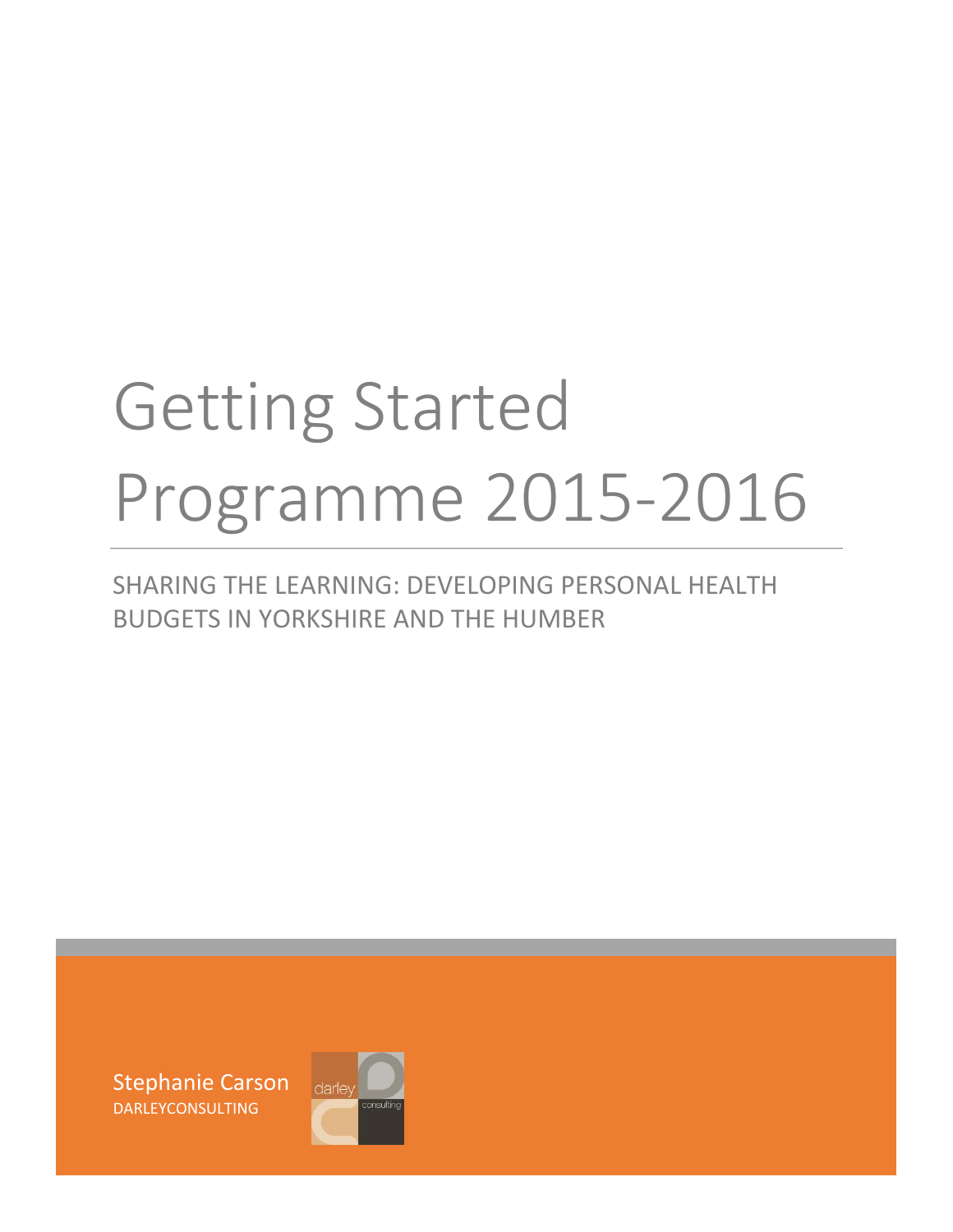# Getting Started Programme 2015-2016

## SHARING THE LEARNING: DEVELOPING PERSONAL HEALTH BUDGETS IN YORKSHIRE AND THE HUMBER

Stephanie Carson

DARLEYCONSULTING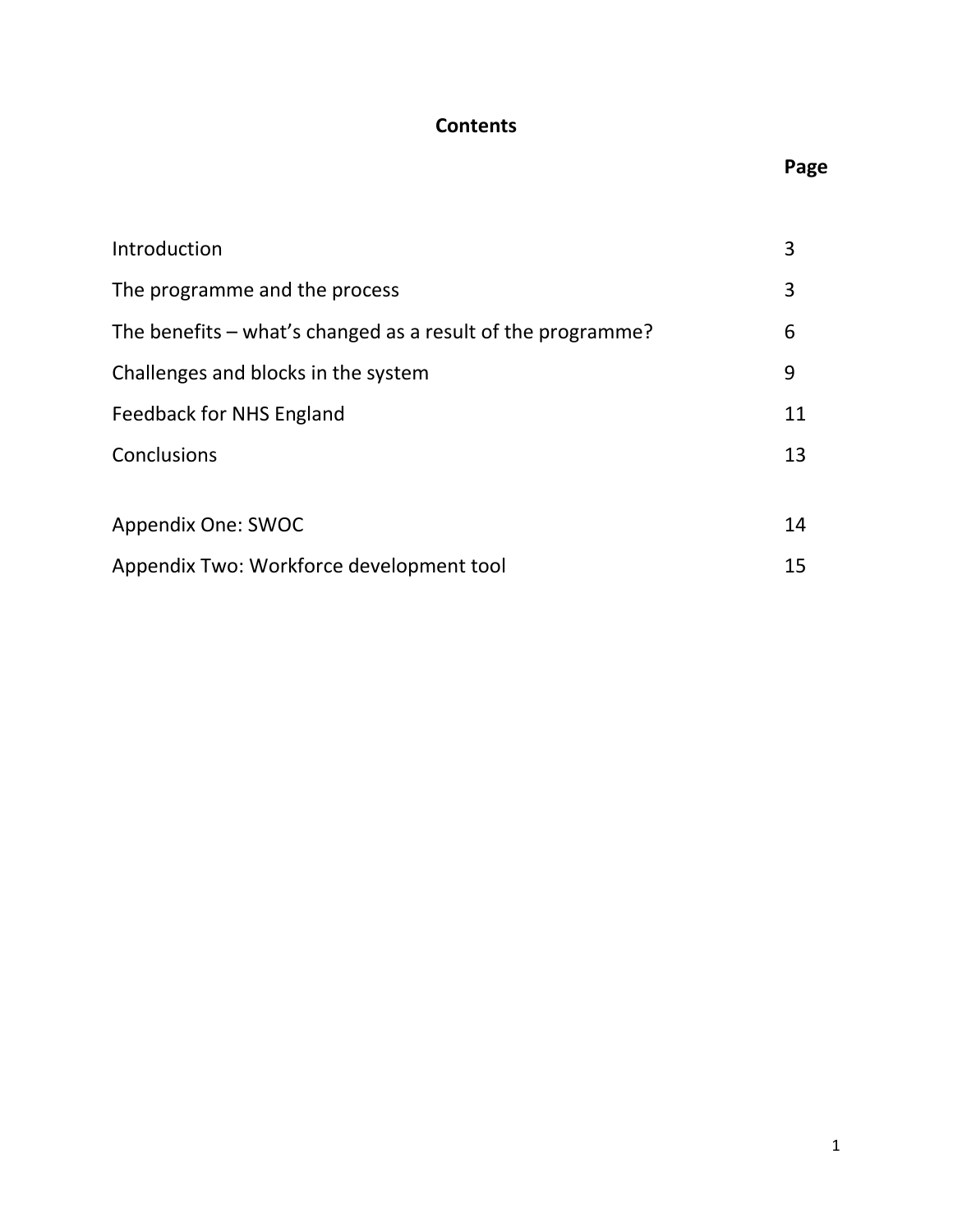# Contents

| | Page |
|---|---|
| Introduction | 3 |
| The programme and the process | 3 |
| The benefits – what's changed as a result of the programme? | 6 |
| Challenges and blocks in the system | 9 |
| Feedback for NHS England | 11 |
| Conclusions | 13 |
| Appendix One: SWOC | 14 |
| Appendix Two: Workforce development tool | 15 |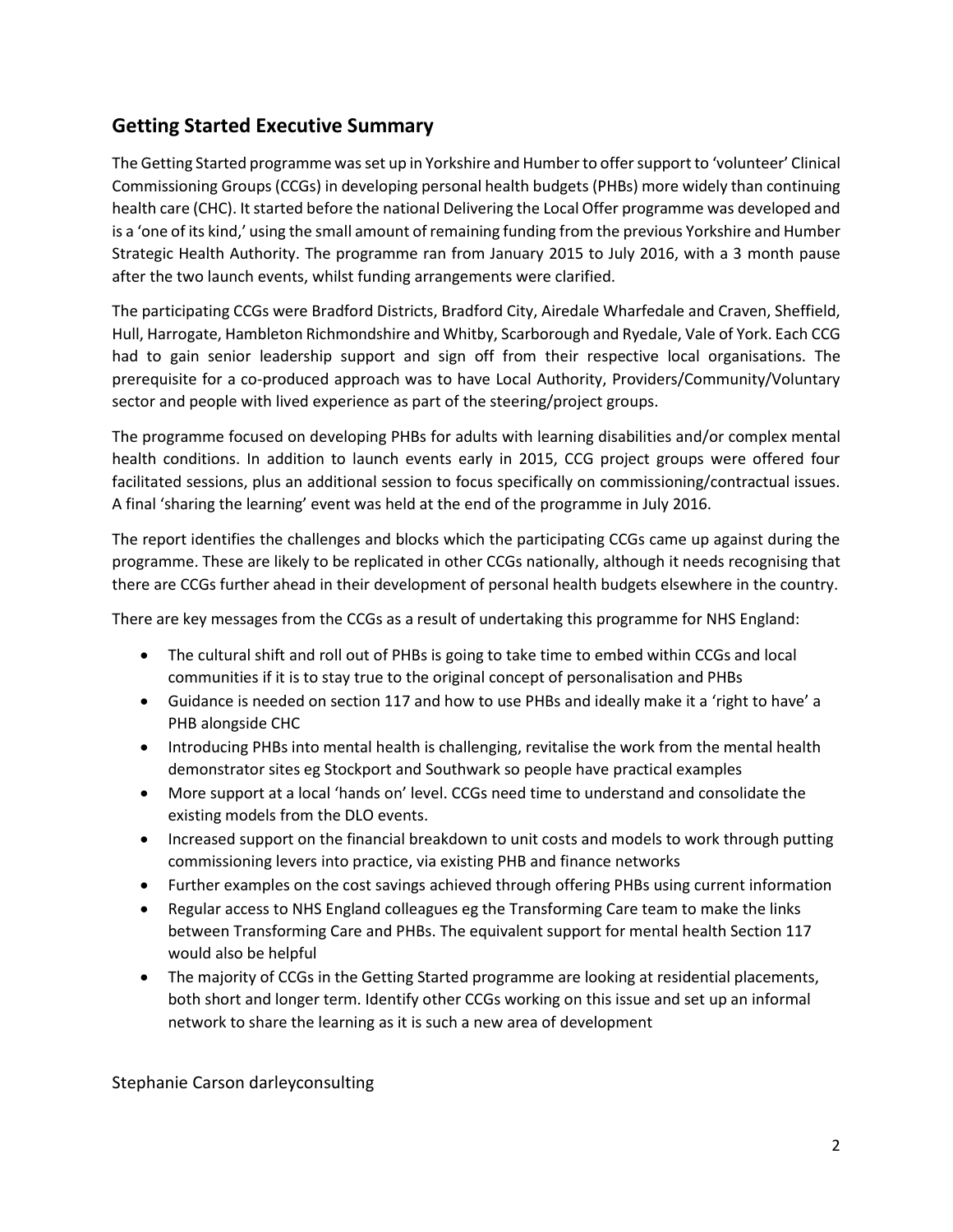## Getting Started Executive Summary

The Getting Started programme was set up in Yorkshire and Humber to offer support to 'volunteer' Clinical Commissioning Groups (CCGs) in developing personal health budgets (PHBs) more widely than continuing health care (CHC). It started before the national Delivering the Local Offer programme was developed and is a 'one of its kind,' using the small amount of remaining funding from the previous Yorkshire and Humber Strategic Health Authority. The programme ran from January 2015 to July 2016, with a 3 month pause after the two launch events, whilst funding arrangements were clarified.

The participating CCGs were Bradford Districts, Bradford City, Airedale Wharfedale and Craven, Sheffield, Hull, Harrogate, Hambleton Richmondshire and Whitby, Scarborough and Ryedale, Vale of York. Each CCG had to gain senior leadership support and sign off from their respective local organisations. The prerequisite for a co-produced approach was to have Local Authority, Providers/Community/Voluntary sector and people with lived experience as part of the steering/project groups.

The programme focused on developing PHBs for adults with learning disabilities and/or complex mental health conditions. In addition to launch events early in 2015, CCG project groups were offered four facilitated sessions, plus an additional session to focus specifically on commissioning/contractual issues. A final 'sharing the learning' event was held at the end of the programme in July 2016.

The report identifies the challenges and blocks which the participating CCGs came up against during the programme. These are likely to be replicated in other CCGs nationally, although it needs recognising that there are CCGs further ahead in their development of personal health budgets elsewhere in the country.

There are key messages from the CCGs as a result of undertaking this programme for NHS England:

- The cultural shift and roll out of PHBs is going to take time to embed within CCGs and local communities if it is to stay true to the original concept of personalisation and PHBs
- Guidance is needed on section 117 and how to use PHBs and ideally make it a 'right to have' a PHB alongside CHC
- Introducing PHBs into mental health is challenging, revitalise the work from the mental health demonstrator sites eg Stockport and Southwark so people have practical examples
- More support at a local 'hands on' level. CCGs need time to understand and consolidate the existing models from the DLO events.
- Increased support on the financial breakdown to unit costs and models to work through putting commissioning levers into practice, via existing PHB and finance networks
- Further examples on the cost savings achieved through offering PHBs using current information
- Regular access to NHS England colleagues eg the Transforming Care team to make the links between Transforming Care and PHBs. The equivalent support for mental health Section 117 would also be helpful
- The majority of CCGs in the Getting Started programme are looking at residential placements, both short and longer term. Identify other CCGs working on this issue and set up an informal network to share the learning as it is such a new area of development

Stephanie Carson darleyconsulting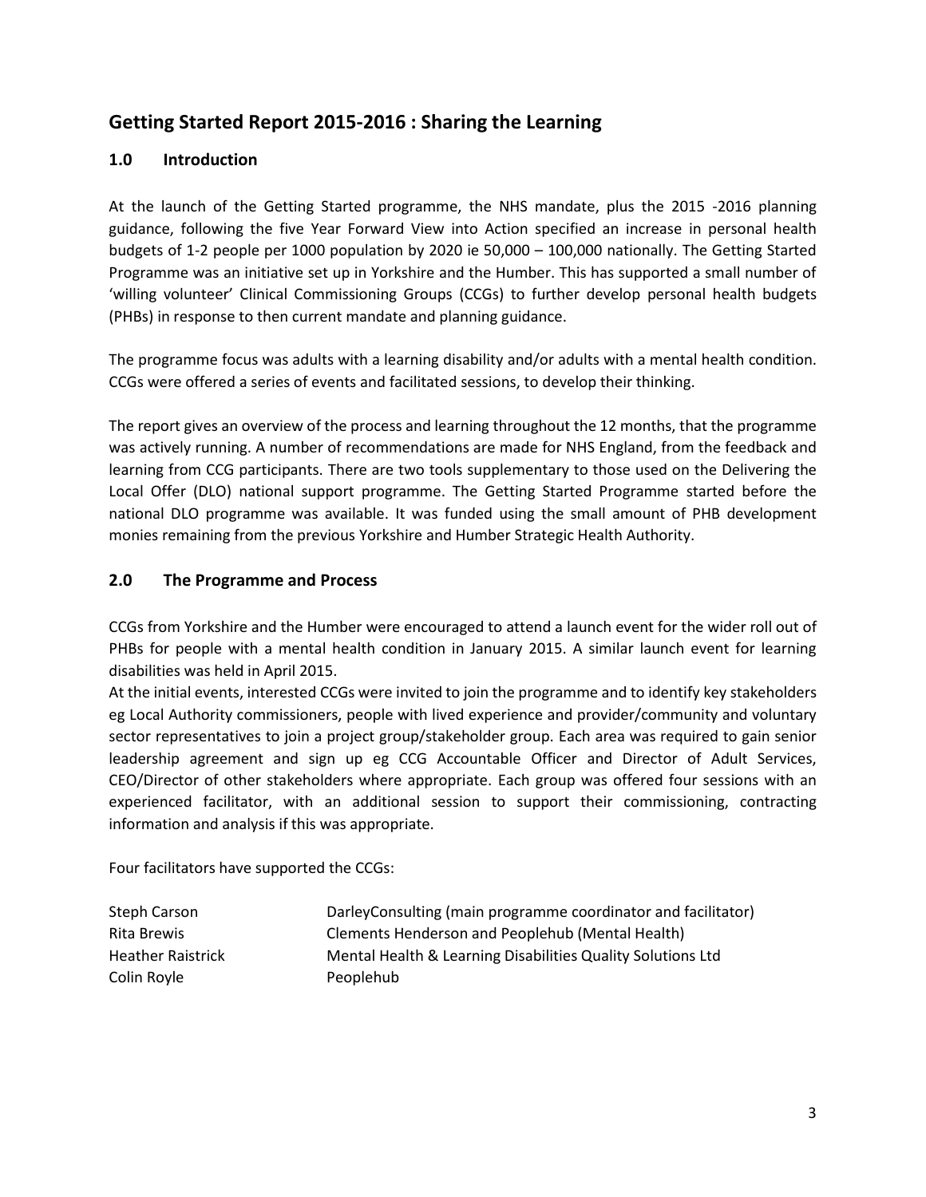## Getting Started Report 2015-2016 : Sharing the Learning

### 1.0 Introduction

At the launch of the Getting Started programme, the NHS mandate, plus the 2015 -2016 planning guidance, following the five Year Forward View into Action specified an increase in personal health budgets of 1-2 people per 1000 population by 2020 ie 50,000 – 100,000 nationally. The Getting Started Programme was an initiative set up in Yorkshire and the Humber. This has supported a small number of 'willing volunteer' Clinical Commissioning Groups (CCGs) to further develop personal health budgets (PHBs) in response to then current mandate and planning guidance.

The programme focus was adults with a learning disability and/or adults with a mental health condition. CCGs were offered a series of events and facilitated sessions, to develop their thinking.

The report gives an overview of the process and learning throughout the 12 months, that the programme was actively running. A number of recommendations are made for NHS England, from the feedback and learning from CCG participants. There are two tools supplementary to those used on the Delivering the Local Offer (DLO) national support programme. The Getting Started Programme started before the national DLO programme was available. It was funded using the small amount of PHB development monies remaining from the previous Yorkshire and Humber Strategic Health Authority.

### 2.0 The Programme and Process

CCGs from Yorkshire and the Humber were encouraged to attend a launch event for the wider roll out of PHBs for people with a mental health condition in January 2015. A similar launch event for learning disabilities was held in April 2015.

At the initial events, interested CCGs were invited to join the programme and to identify key stakeholders eg Local Authority commissioners, people with lived experience and provider/community and voluntary sector representatives to join a project group/stakeholder group. Each area was required to gain senior leadership agreement and sign up eg CCG Accountable Officer and Director of Adult Services, CEO/Director of other stakeholders where appropriate. Each group was offered four sessions with an experienced facilitator, with an additional session to support their commissioning, contracting information and analysis if this was appropriate.

Four facilitators have supported the CCGs:

| | |
|---|---|
| Steph Carson | DarleyConsulting (main programme coordinator and facilitator) |
| Rita Brewis | Clements Henderson and Peoplehub (Mental Health) |
| Heather Raistrick | Mental Health & Learning Disabilities Quality Solutions Ltd |
| Colin Royle | Peoplehub |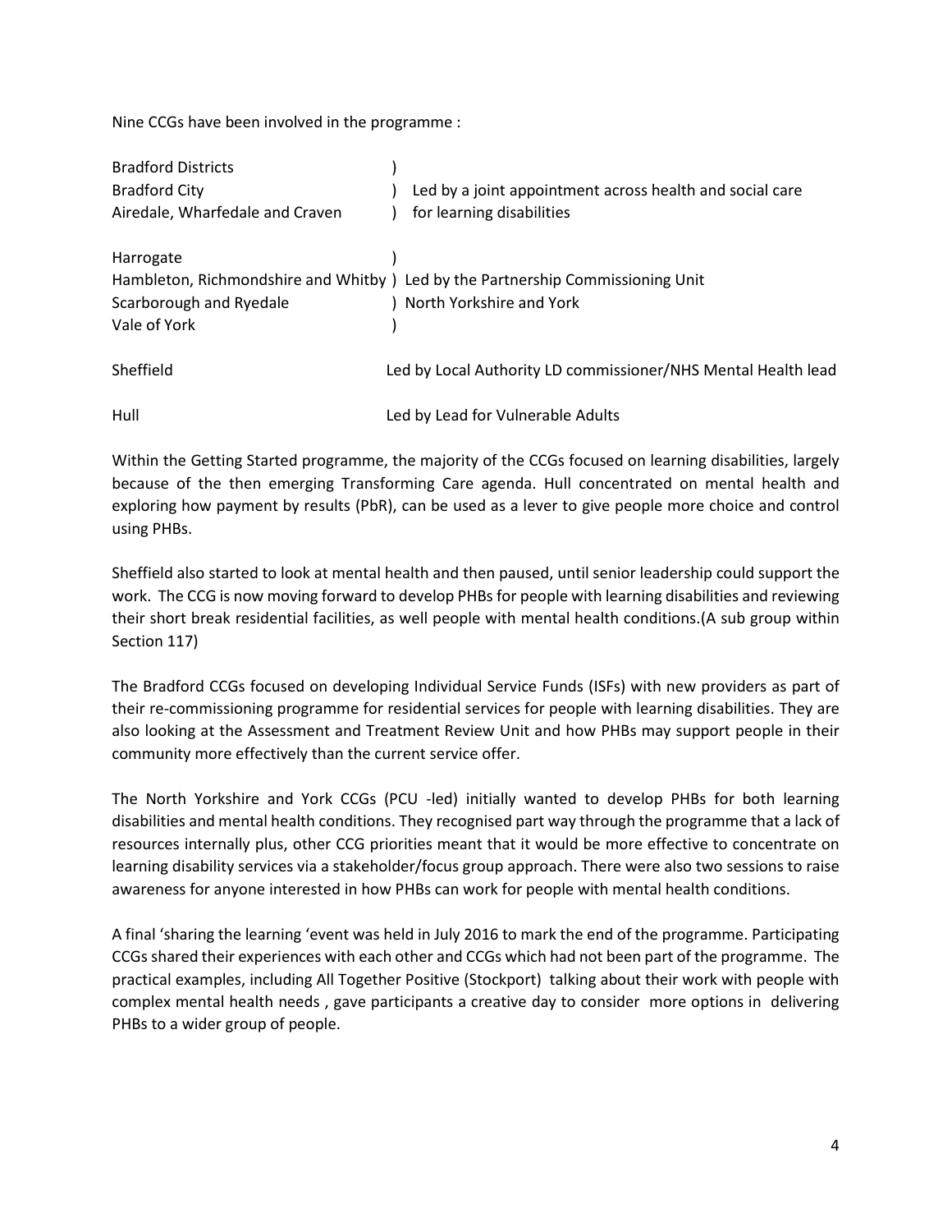Nine CCGs have been involved in the programme :

| CCG | Lead |
|---|---|
| Bradford Districts | Led by a joint appointment across health and social care for learning disabilities |
| Bradford City | |
| Airedale, Wharfedale and Craven | |
| Harrogate | Led by the Partnership Commissioning Unit North Yorkshire and York |
| Hambleton, Richmondshire and Whitby | |
| Scarborough and Ryedale | |
| Vale of York | |
| Sheffield | Led by Local Authority LD commissioner/NHS Mental Health lead |
| Hull | Led by Lead for Vulnerable Adults |

Within the Getting Started programme, the majority of the CCGs focused on learning disabilities, largely because of the then emerging Transforming Care agenda. Hull concentrated on mental health and exploring how payment by results (PbR), can be used as a lever to give people more choice and control using PHBs.

Sheffield also started to look at mental health and then paused, until senior leadership could support the work. The CCG is now moving forward to develop PHBs for people with learning disabilities and reviewing their short break residential facilities, as well people with mental health conditions.(A sub group within Section 117)

The Bradford CCGs focused on developing Individual Service Funds (ISFs) with new providers as part of their re-commissioning programme for residential services for people with learning disabilities. They are also looking at the Assessment and Treatment Review Unit and how PHBs may support people in their community more effectively than the current service offer.

The North Yorkshire and York CCGs (PCU -led) initially wanted to develop PHBs for both learning disabilities and mental health conditions. They recognised part way through the programme that a lack of resources internally plus, other CCG priorities meant that it would be more effective to concentrate on learning disability services via a stakeholder/focus group approach. There were also two sessions to raise awareness for anyone interested in how PHBs can work for people with mental health conditions.

A final 'sharing the learning 'event was held in July 2016 to mark the end of the programme. Participating CCGs shared their experiences with each other and CCGs which had not been part of the programme. The practical examples, including All Together Positive (Stockport) talking about their work with people with complex mental health needs , gave participants a creative day to consider more options in delivering PHBs to a wider group of people.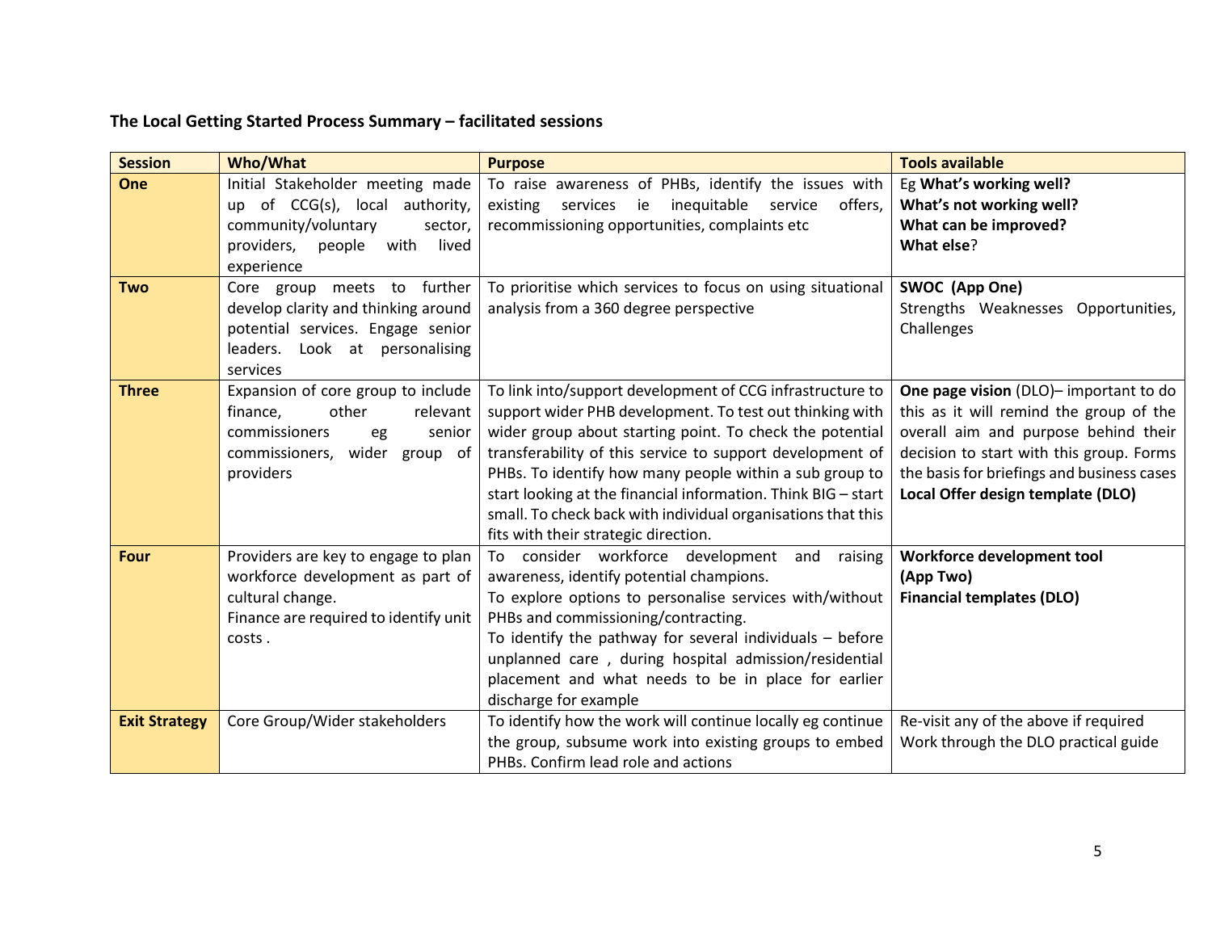**The Local Getting Started Process Summary – facilitated sessions**

| Session | Who/What | Purpose | Tools available |
|---|---|---|---|
| **One** | Initial Stakeholder meeting made up of CCG(s), local authority, community/voluntary sector, providers, people with lived experience | To raise awareness of PHBs, identify the issues with existing services ie inequitable service offers, recommissioning opportunities, complaints etc | Eg **What's working well?**<br>**What's not working well?**<br>**What can be improved?**<br>**What else**? |
| **Two** | Core group meets to further develop clarity and thinking around potential services. Engage senior leaders. Look at personalising services | To prioritise which services to focus on using situational analysis from a 360 degree perspective | **SWOC (App One)**<br>Strengths Weaknesses Opportunities, Challenges |
| **Three** | Expansion of core group to include finance, other relevant commissioners eg senior commissioners, wider group of providers | To link into/support development of CCG infrastructure to support wider PHB development. To test out thinking with wider group about starting point. To check the potential transferability of this service to support development of PHBs. To identify how many people within a sub group to start looking at the financial information. Think BIG – start small. To check back with individual organisations that this fits with their strategic direction. | **One page vision** (DLO)– important to do this as it will remind the group of the overall aim and purpose behind their decision to start with this group. Forms the basis for briefings and business cases<br>**Local Offer design template (DLO)** |
| **Four** | Providers are key to engage to plan workforce development as part of cultural change.<br>Finance are required to identify unit costs . | To consider workforce development and raising awareness, identify potential champions.<br>To explore options to personalise services with/without PHBs and commissioning/contracting.<br>To identify the pathway for several individuals – before unplanned care , during hospital admission/residential placement and what needs to be in place for earlier discharge for example | **Workforce development tool (App Two)**<br>**Financial templates (DLO)** |
| **Exit Strategy** | Core Group/Wider stakeholders | To identify how the work will continue locally eg continue the group, subsume work into existing groups to embed PHBs. Confirm lead role and actions | Re-visit any of the above if required<br>Work through the DLO practical guide |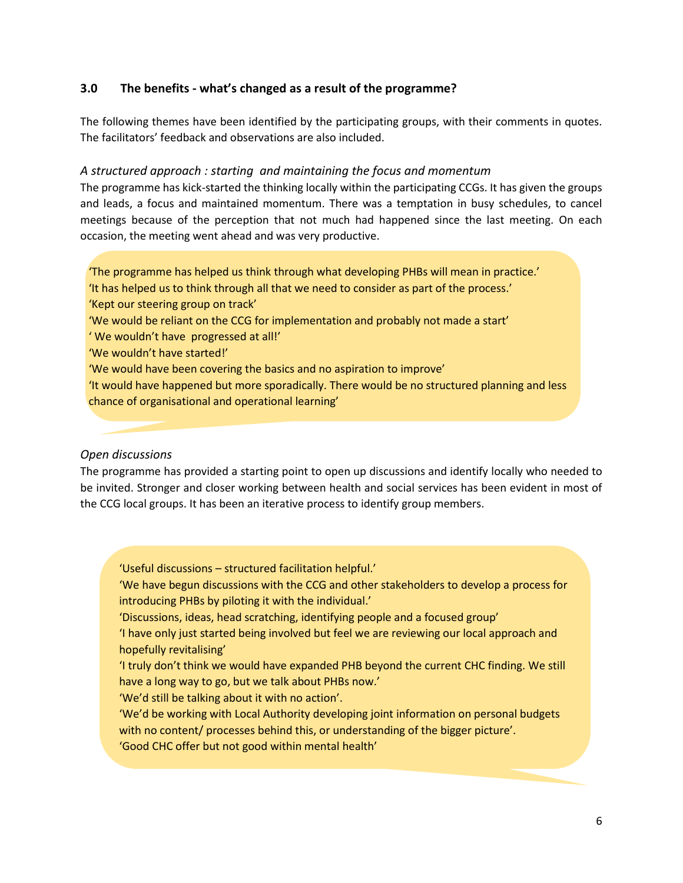## 3.0 The benefits - what's changed as a result of the programme?

The following themes have been identified by the participating groups, with their comments in quotes. The facilitators' feedback and observations are also included.

*A structured approach : starting and maintaining the focus and momentum*

The programme has kick-started the thinking locally within the participating CCGs. It has given the groups and leads, a focus and maintained momentum. There was a temptation in busy schedules, to cancel meetings because of the perception that not much had happened since the last meeting. On each occasion, the meeting went ahead and was very productive.

> 'The programme has helped us think through what developing PHBs will mean in practice.'
> 'It has helped us to think through all that we need to consider as part of the process.'
> 'Kept our steering group on track'
> 'We would be reliant on the CCG for implementation and probably not made a start'
> ' We wouldn't have progressed at all!'
> 'We wouldn't have started!'
> 'We would have been covering the basics and no aspiration to improve'
> 'It would have happened but more sporadically. There would be no structured planning and less chance of organisational and operational learning'

*Open discussions*

The programme has provided a starting point to open up discussions and identify locally who needed to be invited. Stronger and closer working between health and social services has been evident in most of the CCG local groups. It has been an iterative process to identify group members.

> 'Useful discussions – structured facilitation helpful.'
> 'We have begun discussions with the CCG and other stakeholders to develop a process for introducing PHBs by piloting it with the individual.'
> 'Discussions, ideas, head scratching, identifying people and a focused group'
> 'I have only just started being involved but feel we are reviewing our local approach and hopefully revitalising'
> 'I truly don't think we would have expanded PHB beyond the current CHC finding. We still have a long way to go, but we talk about PHBs now.'
> 'We'd still be talking about it with no action'.
> 'We'd be working with Local Authority developing joint information on personal budgets with no content/ processes behind this, or understanding of the bigger picture'.
> 'Good CHC offer but not good within mental health'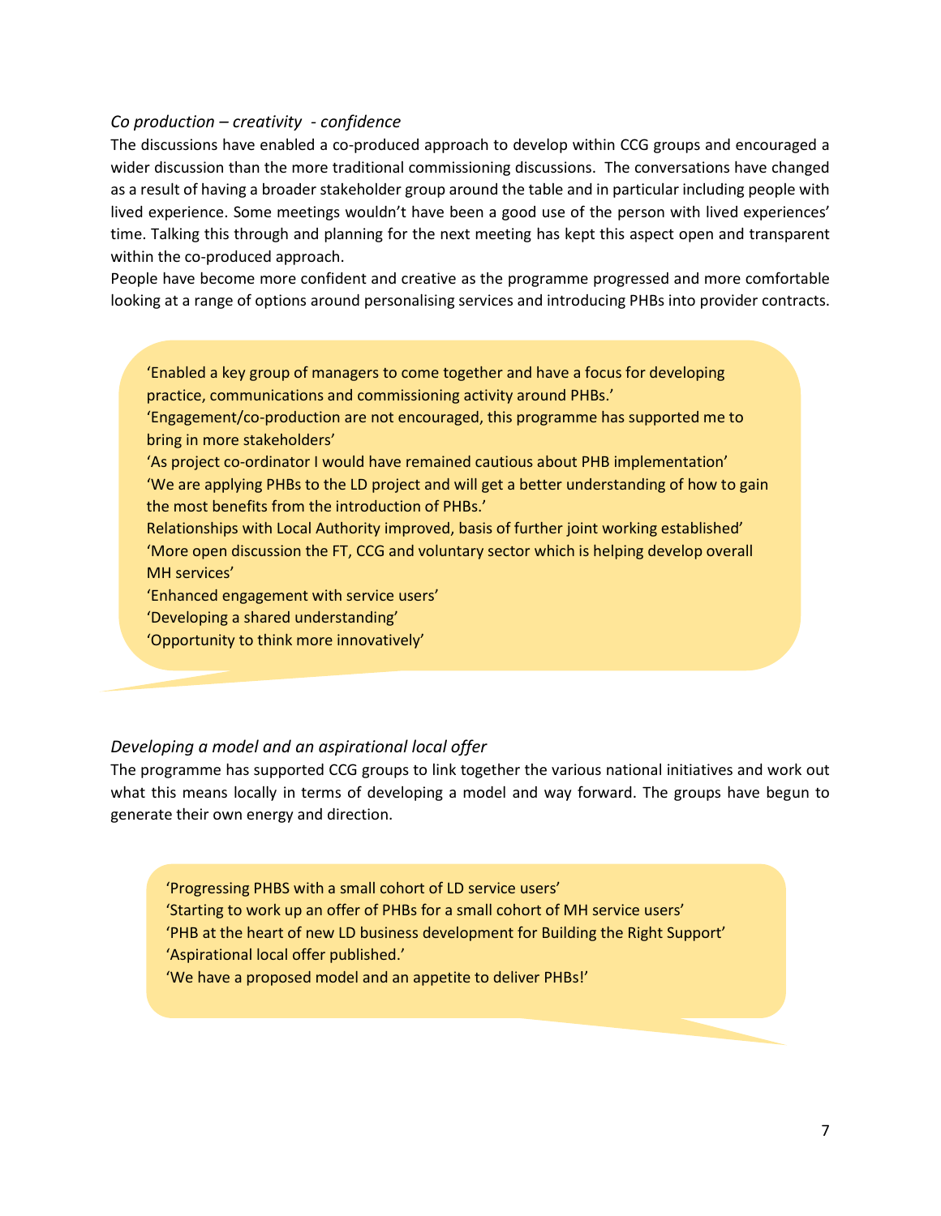*Co production – creativity - confidence*

The discussions have enabled a co-produced approach to develop within CCG groups and encouraged a wider discussion than the more traditional commissioning discussions. The conversations have changed as a result of having a broader stakeholder group around the table and in particular including people with lived experience. Some meetings wouldn't have been a good use of the person with lived experiences' time. Talking this through and planning for the next meeting has kept this aspect open and transparent within the co-produced approach.

People have become more confident and creative as the programme progressed and more comfortable looking at a range of options around personalising services and introducing PHBs into provider contracts.

> 'Enabled a key group of managers to come together and have a focus for developing practice, communications and commissioning activity around PHBs.'
> 'Engagement/co-production are not encouraged, this programme has supported me to bring in more stakeholders'
> 'As project co-ordinator I would have remained cautious about PHB implementation'
> 'We are applying PHBs to the LD project and will get a better understanding of how to gain the most benefits from the introduction of PHBs.'
> Relationships with Local Authority improved, basis of further joint working established'
> 'More open discussion the FT, CCG and voluntary sector which is helping develop overall MH services'
> 'Enhanced engagement with service users'
> 'Developing a shared understanding'
> 'Opportunity to think more innovatively'

*Developing a model and an aspirational local offer*

The programme has supported CCG groups to link together the various national initiatives and work out what this means locally in terms of developing a model and way forward. The groups have begun to generate their own energy and direction.

> 'Progressing PHBS with a small cohort of LD service users'
> 'Starting to work up an offer of PHBs for a small cohort of MH service users'
> 'PHB at the heart of new LD business development for Building the Right Support'
> 'Aspirational local offer published.'
> 'We have a proposed model and an appetite to deliver PHBs!'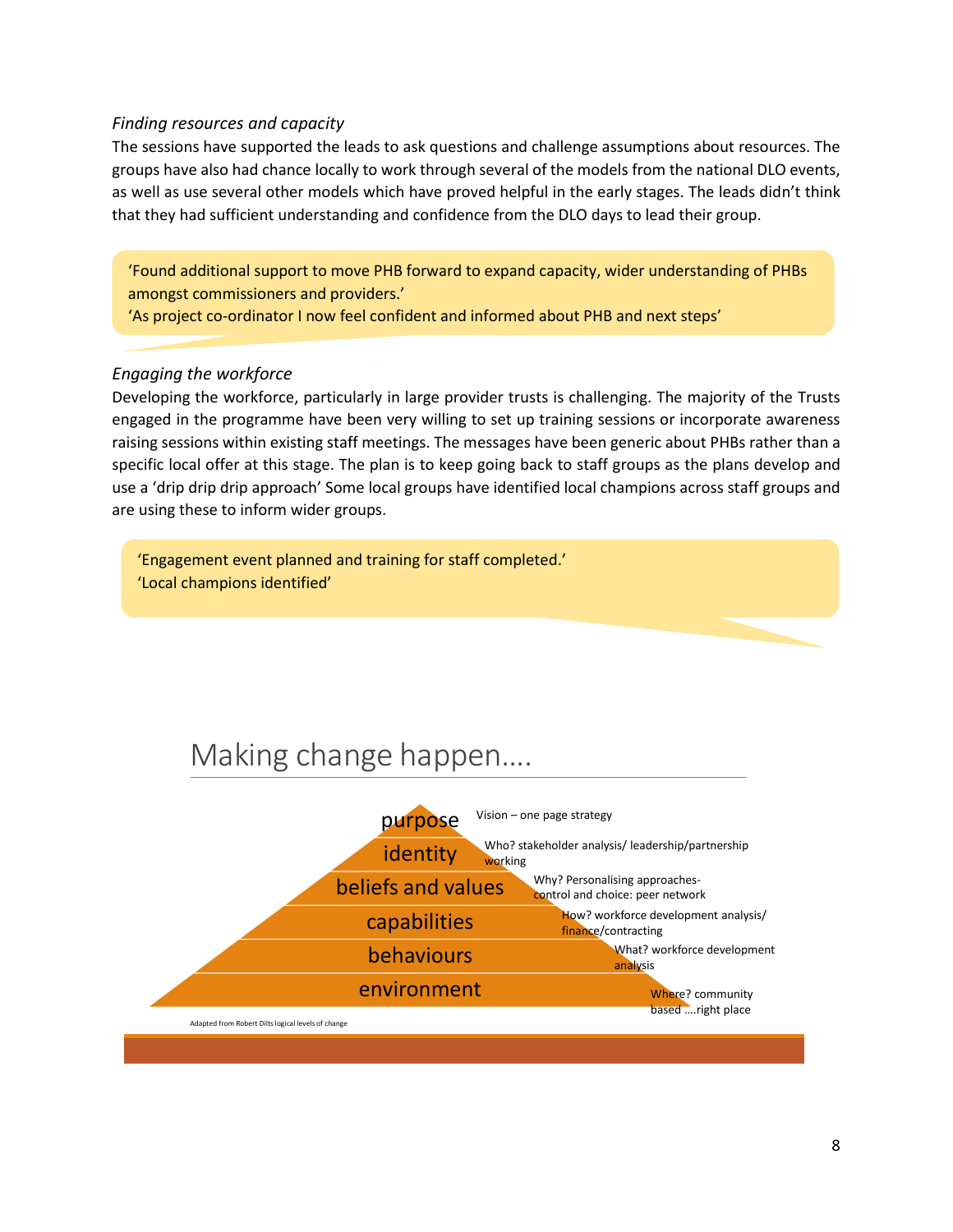*Finding resources and capacity*

The sessions have supported the leads to ask questions and challenge assumptions about resources. The groups have also had chance locally to work through several of the models from the national DLO events, as well as use several other models which have proved helpful in the early stages. The leads didn't think that they had sufficient understanding and confidence from the DLO days to lead their group.

> 'Found additional support to move PHB forward to expand capacity, wider understanding of PHBs amongst commissioners and providers.'
> 'As project co-ordinator I now feel confident and informed about PHB and next steps'

*Engaging the workforce*

Developing the workforce, particularly in large provider trusts is challenging. The majority of the Trusts engaged in the programme have been very willing to set up training sessions or incorporate awareness raising sessions within existing staff meetings. The messages have been generic about PHBs rather than a specific local offer at this stage. The plan is to keep going back to staff groups as the plans develop and use a 'drip drip drip approach' Some local groups have identified local champions across staff groups and are using these to inform wider groups.

> 'Engagement event planned and training for staff completed.'
> 'Local champions identified'

## Making change happen....

| Level | Description |
|---|---|
| purpose | Vision – one page strategy |
| identity | Who? stakeholder analysis/ leadership/partnership working |
| beliefs and values | Why? Personalising approaches- control and choice: peer network |
| capabilities | How? workforce development analysis/ finance/contracting |
| behaviours | What? workforce development analysis |
| environment | Where? community based ....right place |

Adapted from Robert Dilts logical levels of change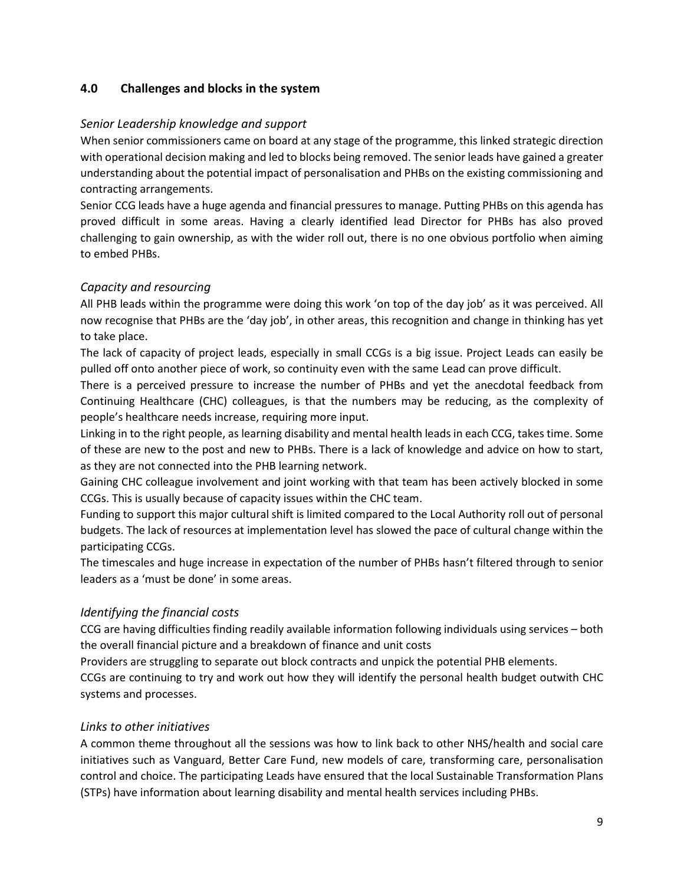## 4.0 Challenges and blocks in the system

### *Senior Leadership knowledge and support*

When senior commissioners came on board at any stage of the programme, this linked strategic direction with operational decision making and led to blocks being removed. The senior leads have gained a greater understanding about the potential impact of personalisation and PHBs on the existing commissioning and contracting arrangements.

Senior CCG leads have a huge agenda and financial pressures to manage. Putting PHBs on this agenda has proved difficult in some areas. Having a clearly identified lead Director for PHBs has also proved challenging to gain ownership, as with the wider roll out, there is no one obvious portfolio when aiming to embed PHBs.

### *Capacity and resourcing*

All PHB leads within the programme were doing this work 'on top of the day job' as it was perceived. All now recognise that PHBs are the 'day job', in other areas, this recognition and change in thinking has yet to take place.

The lack of capacity of project leads, especially in small CCGs is a big issue. Project Leads can easily be pulled off onto another piece of work, so continuity even with the same Lead can prove difficult.

There is a perceived pressure to increase the number of PHBs and yet the anecdotal feedback from Continuing Healthcare (CHC) colleagues, is that the numbers may be reducing, as the complexity of people's healthcare needs increase, requiring more input.

Linking in to the right people, as learning disability and mental health leads in each CCG, takes time. Some of these are new to the post and new to PHBs. There is a lack of knowledge and advice on how to start, as they are not connected into the PHB learning network.

Gaining CHC colleague involvement and joint working with that team has been actively blocked in some CCGs. This is usually because of capacity issues within the CHC team.

Funding to support this major cultural shift is limited compared to the Local Authority roll out of personal budgets. The lack of resources at implementation level has slowed the pace of cultural change within the participating CCGs.

The timescales and huge increase in expectation of the number of PHBs hasn't filtered through to senior leaders as a 'must be done' in some areas.

### *Identifying the financial costs*

CCG are having difficulties finding readily available information following individuals using services – both the overall financial picture and a breakdown of finance and unit costs

Providers are struggling to separate out block contracts and unpick the potential PHB elements.

CCGs are continuing to try and work out how they will identify the personal health budget outwith CHC systems and processes.

### *Links to other initiatives*

A common theme throughout all the sessions was how to link back to other NHS/health and social care initiatives such as Vanguard, Better Care Fund, new models of care, transforming care, personalisation control and choice. The participating Leads have ensured that the local Sustainable Transformation Plans (STPs) have information about learning disability and mental health services including PHBs.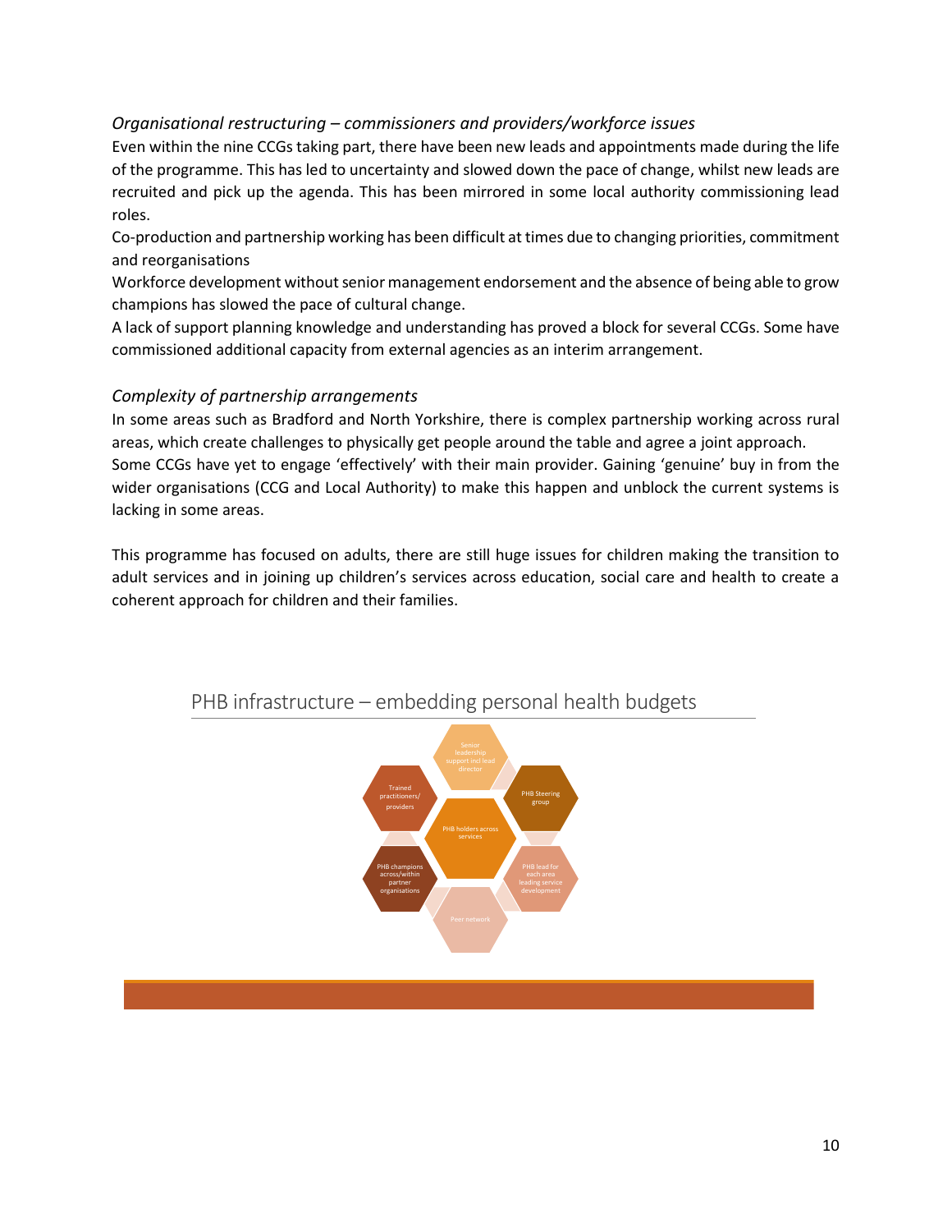*Organisational restructuring – commissioners and providers/workforce issues*

Even within the nine CCGs taking part, there have been new leads and appointments made during the life of the programme. This has led to uncertainty and slowed down the pace of change, whilst new leads are recruited and pick up the agenda. This has been mirrored in some local authority commissioning lead roles.

Co-production and partnership working has been difficult at times due to changing priorities, commitment and reorganisations

Workforce development without senior management endorsement and the absence of being able to grow champions has slowed the pace of cultural change.

A lack of support planning knowledge and understanding has proved a block for several CCGs. Some have commissioned additional capacity from external agencies as an interim arrangement.

*Complexity of partnership arrangements*

In some areas such as Bradford and North Yorkshire, there is complex partnership working across rural areas, which create challenges to physically get people around the table and agree a joint approach.

Some CCGs have yet to engage 'effectively' with their main provider. Gaining 'genuine' buy in from the wider organisations (CCG and Local Authority) to make this happen and unblock the current systems is lacking in some areas.

This programme has focused on adults, there are still huge issues for children making the transition to adult services and in joining up children's services across education, social care and health to create a coherent approach for children and their families.

PHB infrastructure – embedding personal health budgets

- PHB holders across services
- Senior leadership support incl lead director
- PHB Steering group
- PHB lead for each area leading service development
- Peer network
- PHB champions across/within partner organisations
- Trained practitioners/ providers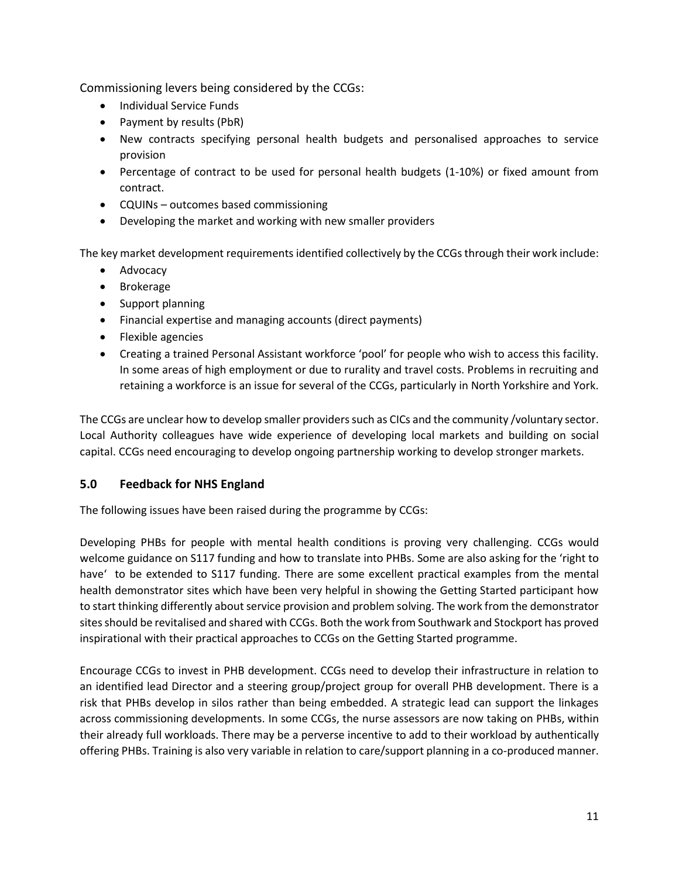Commissioning levers being considered by the CCGs:

- Individual Service Funds
- Payment by results (PbR)
- New contracts specifying personal health budgets and personalised approaches to service provision
- Percentage of contract to be used for personal health budgets (1-10%) or fixed amount from contract.
- CQUINs – outcomes based commissioning
- Developing the market and working with new smaller providers

The key market development requirements identified collectively by the CCGs through their work include:

- Advocacy
- Brokerage
- Support planning
- Financial expertise and managing accounts (direct payments)
- Flexible agencies
- Creating a trained Personal Assistant workforce 'pool' for people who wish to access this facility. In some areas of high employment or due to rurality and travel costs. Problems in recruiting and retaining a workforce is an issue for several of the CCGs, particularly in North Yorkshire and York.

The CCGs are unclear how to develop smaller providers such as CICs and the community /voluntary sector. Local Authority colleagues have wide experience of developing local markets and building on social capital. CCGs need encouraging to develop ongoing partnership working to develop stronger markets.

## 5.0 Feedback for NHS England

The following issues have been raised during the programme by CCGs:

Developing PHBs for people with mental health conditions is proving very challenging. CCGs would welcome guidance on S117 funding and how to translate into PHBs. Some are also asking for the 'right to have' to be extended to S117 funding. There are some excellent practical examples from the mental health demonstrator sites which have been very helpful in showing the Getting Started participant how to start thinking differently about service provision and problem solving. The work from the demonstrator sites should be revitalised and shared with CCGs. Both the work from Southwark and Stockport has proved inspirational with their practical approaches to CCGs on the Getting Started programme.

Encourage CCGs to invest in PHB development. CCGs need to develop their infrastructure in relation to an identified lead Director and a steering group/project group for overall PHB development. There is a risk that PHBs develop in silos rather than being embedded. A strategic lead can support the linkages across commissioning developments. In some CCGs, the nurse assessors are now taking on PHBs, within their already full workloads. There may be a perverse incentive to add to their workload by authentically offering PHBs. Training is also very variable in relation to care/support planning in a co-produced manner.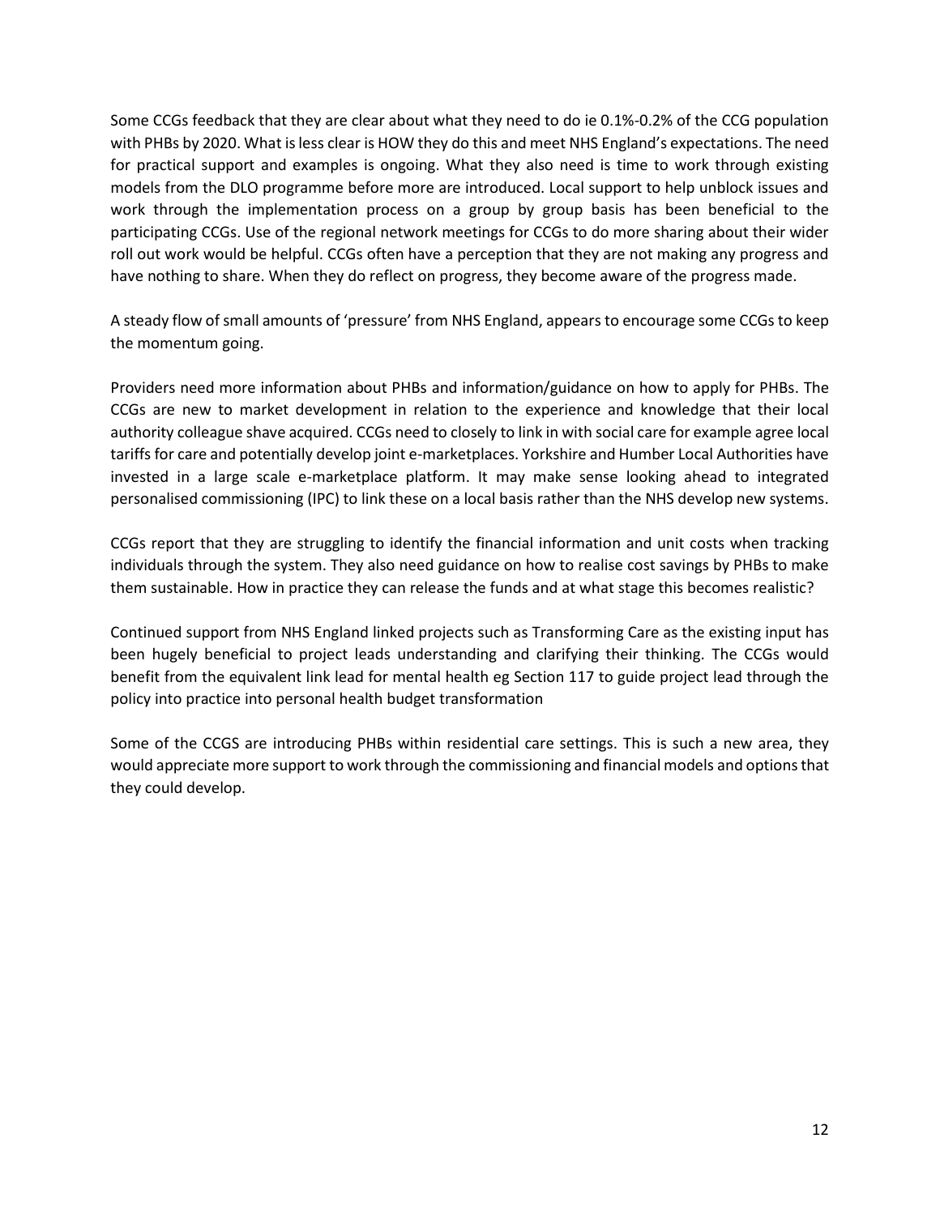Some CCGs feedback that they are clear about what they need to do ie 0.1%-0.2% of the CCG population with PHBs by 2020. What is less clear is HOW they do this and meet NHS England's expectations. The need for practical support and examples is ongoing. What they also need is time to work through existing models from the DLO programme before more are introduced. Local support to help unblock issues and work through the implementation process on a group by group basis has been beneficial to the participating CCGs. Use of the regional network meetings for CCGs to do more sharing about their wider roll out work would be helpful. CCGs often have a perception that they are not making any progress and have nothing to share. When they do reflect on progress, they become aware of the progress made.

A steady flow of small amounts of 'pressure' from NHS England, appears to encourage some CCGs to keep the momentum going.

Providers need more information about PHBs and information/guidance on how to apply for PHBs. The CCGs are new to market development in relation to the experience and knowledge that their local authority colleague shave acquired. CCGs need to closely to link in with social care for example agree local tariffs for care and potentially develop joint e-marketplaces. Yorkshire and Humber Local Authorities have invested in a large scale e-marketplace platform. It may make sense looking ahead to integrated personalised commissioning (IPC) to link these on a local basis rather than the NHS develop new systems.

CCGs report that they are struggling to identify the financial information and unit costs when tracking individuals through the system. They also need guidance on how to realise cost savings by PHBs to make them sustainable. How in practice they can release the funds and at what stage this becomes realistic?

Continued support from NHS England linked projects such as Transforming Care as the existing input has been hugely beneficial to project leads understanding and clarifying their thinking. The CCGs would benefit from the equivalent link lead for mental health eg Section 117 to guide project lead through the policy into practice into personal health budget transformation

Some of the CCGS are introducing PHBs within residential care settings. This is such a new area, they would appreciate more support to work through the commissioning and financial models and options that they could develop.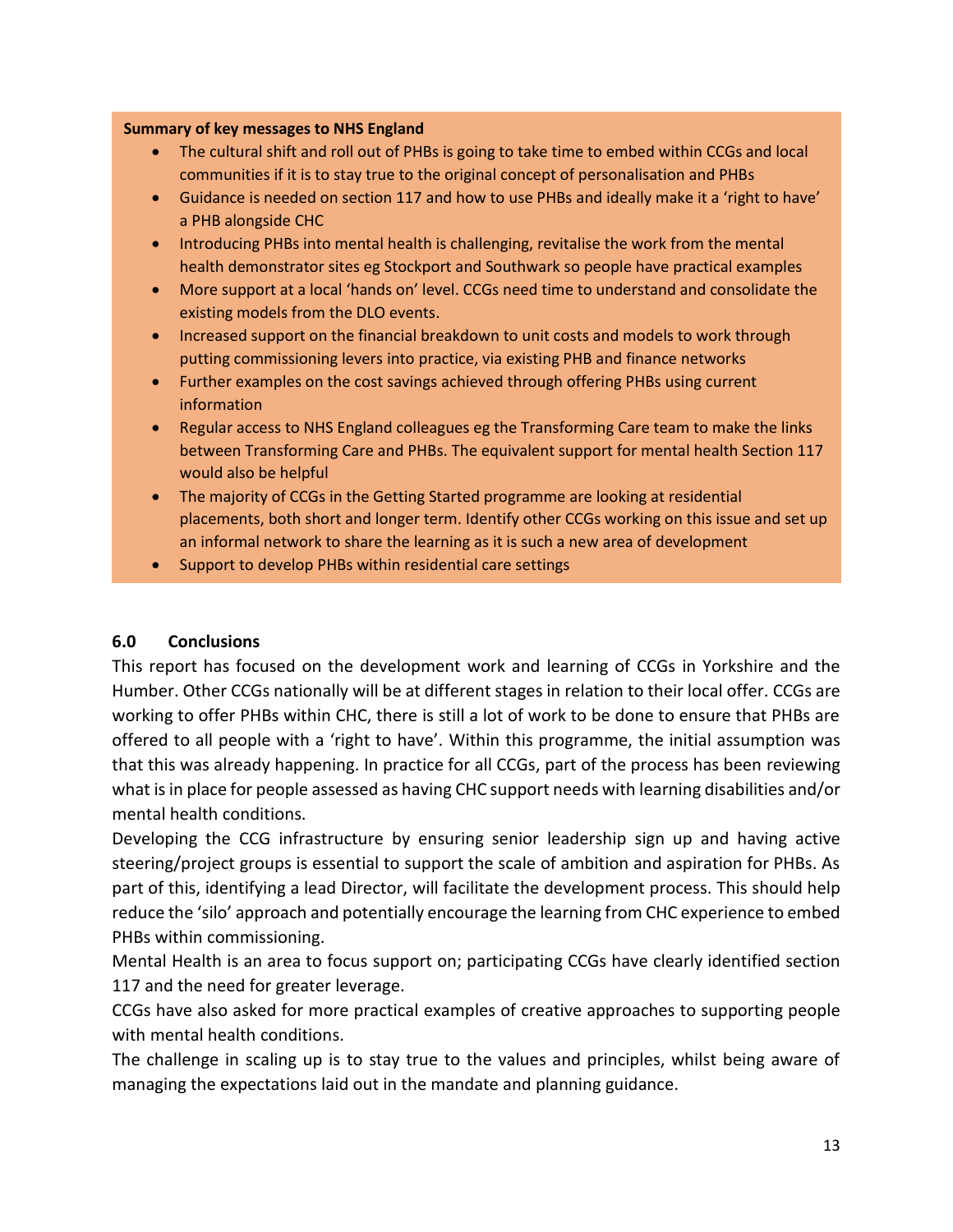**Summary of key messages to NHS England**

- The cultural shift and roll out of PHBs is going to take time to embed within CCGs and local communities if it is to stay true to the original concept of personalisation and PHBs
- Guidance is needed on section 117 and how to use PHBs and ideally make it a 'right to have' a PHB alongside CHC
- Introducing PHBs into mental health is challenging, revitalise the work from the mental health demonstrator sites eg Stockport and Southwark so people have practical examples
- More support at a local 'hands on' level. CCGs need time to understand and consolidate the existing models from the DLO events.
- Increased support on the financial breakdown to unit costs and models to work through putting commissioning levers into practice, via existing PHB and finance networks
- Further examples on the cost savings achieved through offering PHBs using current information
- Regular access to NHS England colleagues eg the Transforming Care team to make the links between Transforming Care and PHBs. The equivalent support for mental health Section 117 would also be helpful
- The majority of CCGs in the Getting Started programme are looking at residential placements, both short and longer term. Identify other CCGs working on this issue and set up an informal network to share the learning as it is such a new area of development
- Support to develop PHBs within residential care settings

## 6.0 Conclusions

This report has focused on the development work and learning of CCGs in Yorkshire and the Humber. Other CCGs nationally will be at different stages in relation to their local offer. CCGs are working to offer PHBs within CHC, there is still a lot of work to be done to ensure that PHBs are offered to all people with a 'right to have'. Within this programme, the initial assumption was that this was already happening. In practice for all CCGs, part of the process has been reviewing what is in place for people assessed as having CHC support needs with learning disabilities and/or mental health conditions.

Developing the CCG infrastructure by ensuring senior leadership sign up and having active steering/project groups is essential to support the scale of ambition and aspiration for PHBs. As part of this, identifying a lead Director, will facilitate the development process. This should help reduce the 'silo' approach and potentially encourage the learning from CHC experience to embed PHBs within commissioning.

Mental Health is an area to focus support on; participating CCGs have clearly identified section 117 and the need for greater leverage.

CCGs have also asked for more practical examples of creative approaches to supporting people with mental health conditions.

The challenge in scaling up is to stay true to the values and principles, whilst being aware of managing the expectations laid out in the mandate and planning guidance.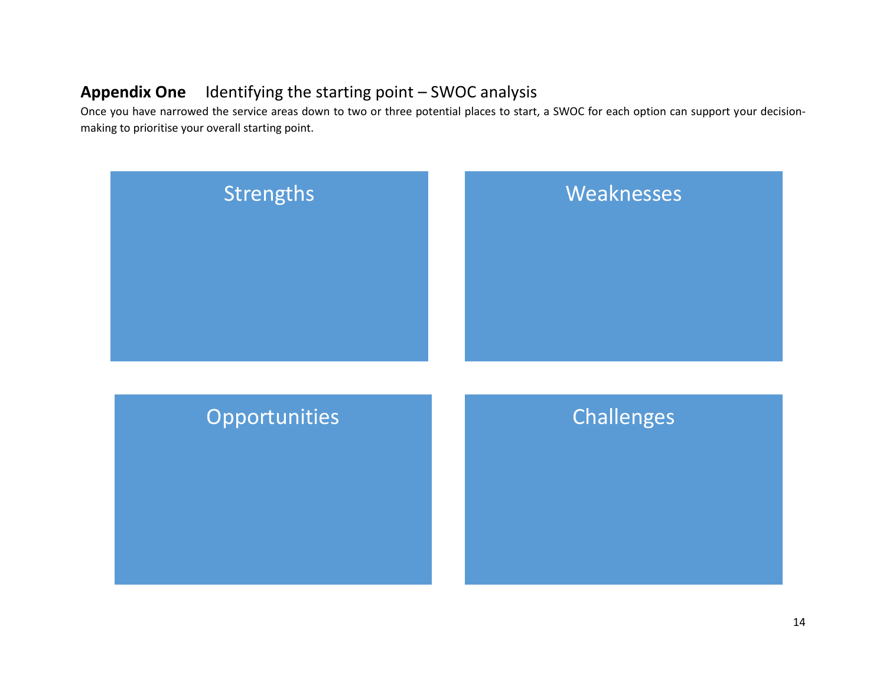## **Appendix One** Identifying the starting point – SWOC analysis

Once you have narrowed the service areas down to two or three potential places to start, a SWOC for each option can support your decision-making to prioritise your overall starting point.

| Strengths | Weaknesses |
| --- | --- |
| | |

| Opportunities | Challenges |
| --- | --- |
| | |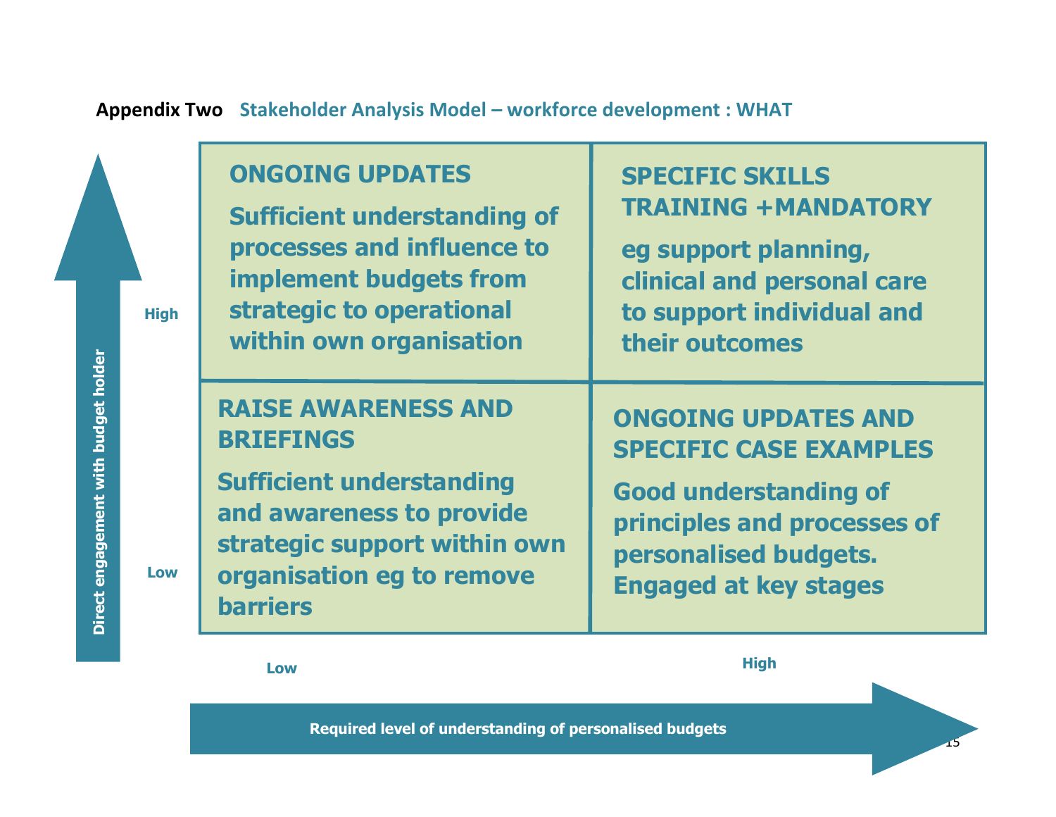**Appendix Two** Stakeholder Analysis Model – workforce development : WHAT

| | Low (Required level of understanding of personalised budgets) | High (Required level of understanding of personalised budgets) |
|---|---|---|
| **High** (Direct engagement with budget holder) | **ONGOING UPDATES**<br>Sufficient understanding of processes and influence to implement budgets from strategic to operational within own organisation | **SPECIFIC SKILLS TRAINING +MANDATORY**<br>eg support planning, clinical and personal care to support individual and their outcomes |
| **Low** (Direct engagement with budget holder) | **RAISE AWARENESS AND BRIEFINGS**<br>Sufficient understanding and awareness to provide strategic support within own organisation eg to remove barriers | **ONGOING UPDATES AND SPECIFIC CASE EXAMPLES**<br>Good understanding of principles and processes of personalised budgets. Engaged at key stages |

Vertical axis: Direct engagement with budget holder

Horizontal axis: Required level of understanding of personalised budgets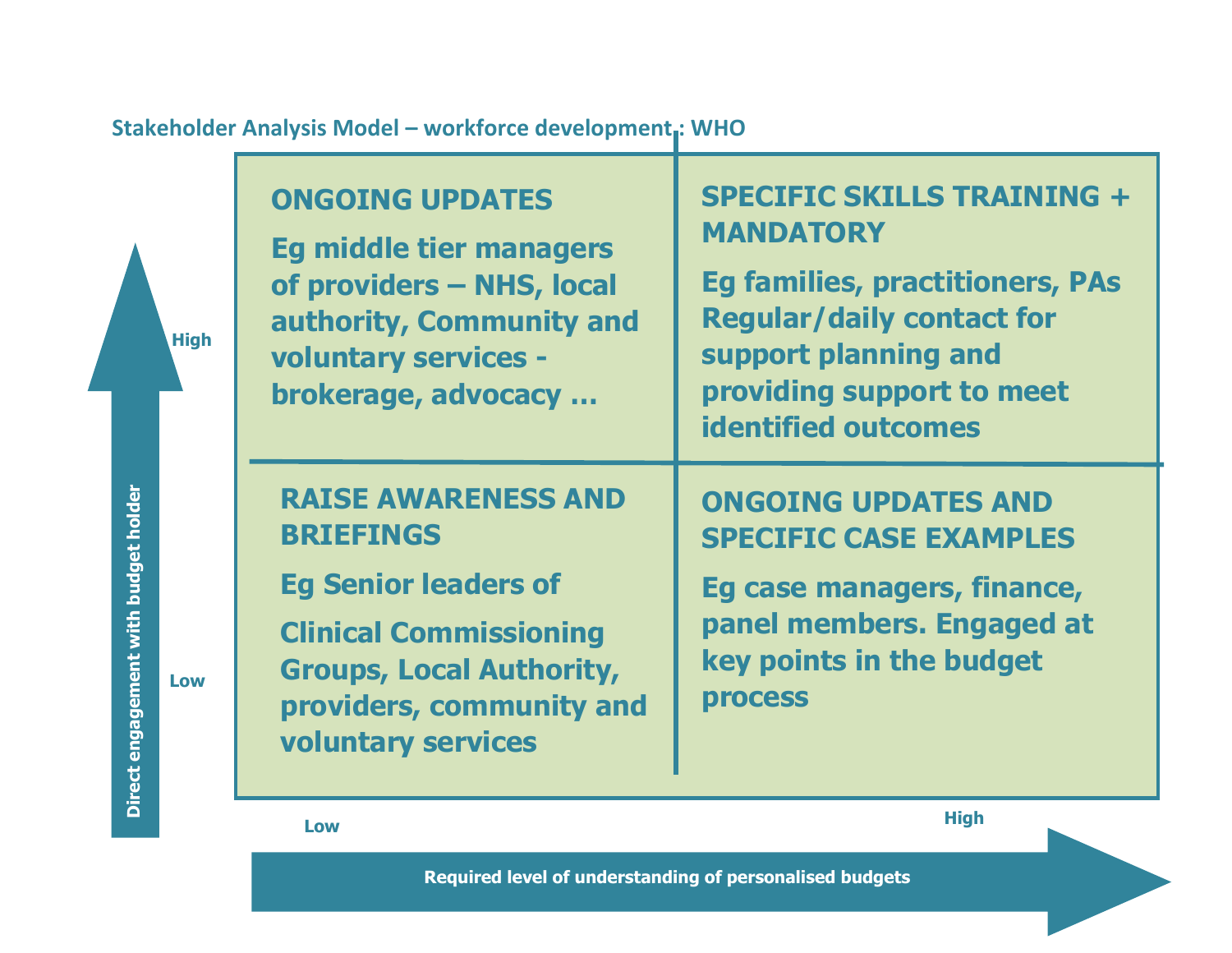**Stakeholder Analysis Model – workforce development : WHO**

| | **Low** (Required level of understanding of personalised budgets) | **High** (Required level of understanding of personalised budgets) |
|---|---|---|
| **High** (Direct engagement with budget holder) | **ONGOING UPDATES**<br><br>Eg middle tier managers of providers – NHS, local authority, Community and voluntary services - brokerage, advocacy … | **SPECIFIC SKILLS TRAINING + MANDATORY**<br><br>Eg families, practitioners, PAs Regular/daily contact for support planning and providing support to meet identified outcomes |
| **Low** (Direct engagement with budget holder) | **RAISE AWARENESS AND BRIEFINGS**<br><br>Eg Senior leaders of<br><br>Clinical Commissioning Groups, Local Authority, providers, community and voluntary services | **ONGOING UPDATES AND SPECIFIC CASE EXAMPLES**<br><br>Eg case managers, finance, panel members. Engaged at key points in the budget process |

Vertical axis: Direct engagement with budget holder (Low → High)

Horizontal axis: Required level of understanding of personalised budgets (Low → High)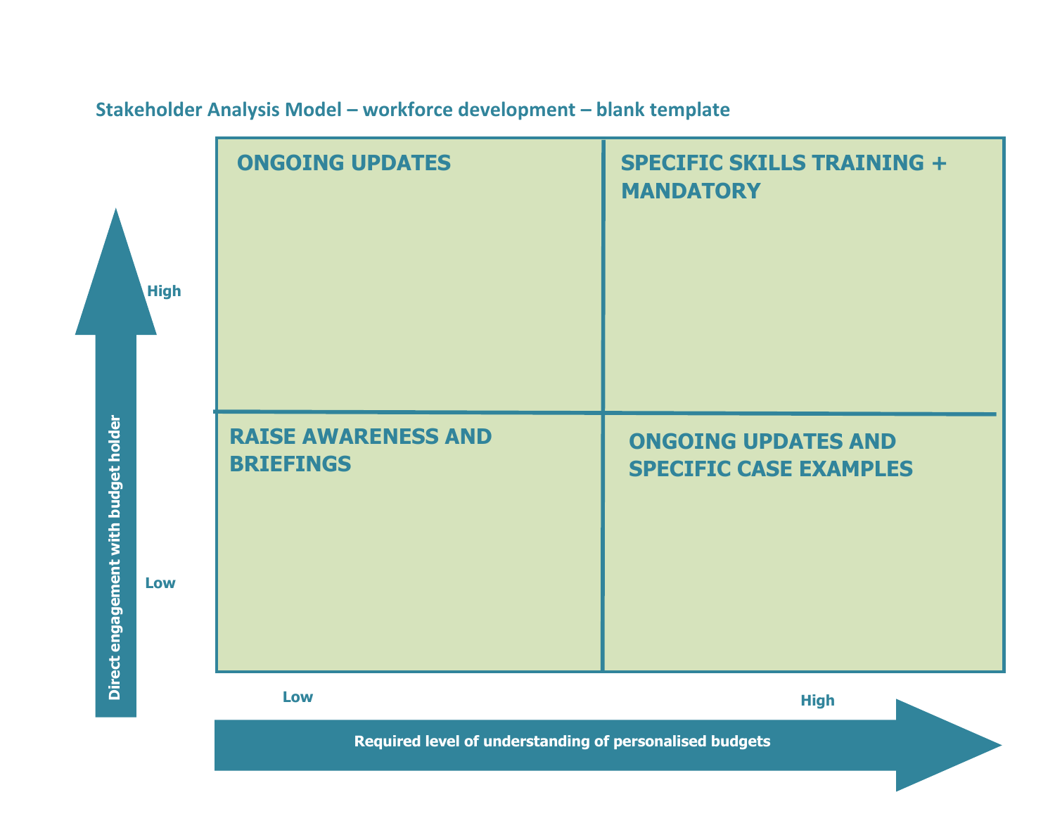### Stakeholder Analysis Model – workforce development – blank template

Direct engagement with budget holder (vertical axis: Low → High)

Required level of understanding of personalised budgets (horizontal axis: Low → High)

| | Low | High |
|---|---|---|
| **High** | **ONGOING UPDATES** | **SPECIFIC SKILLS TRAINING + MANDATORY** |
| **Low** | **RAISE AWARENESS AND BRIEFINGS** | **ONGOING UPDATES AND SPECIFIC CASE EXAMPLES** |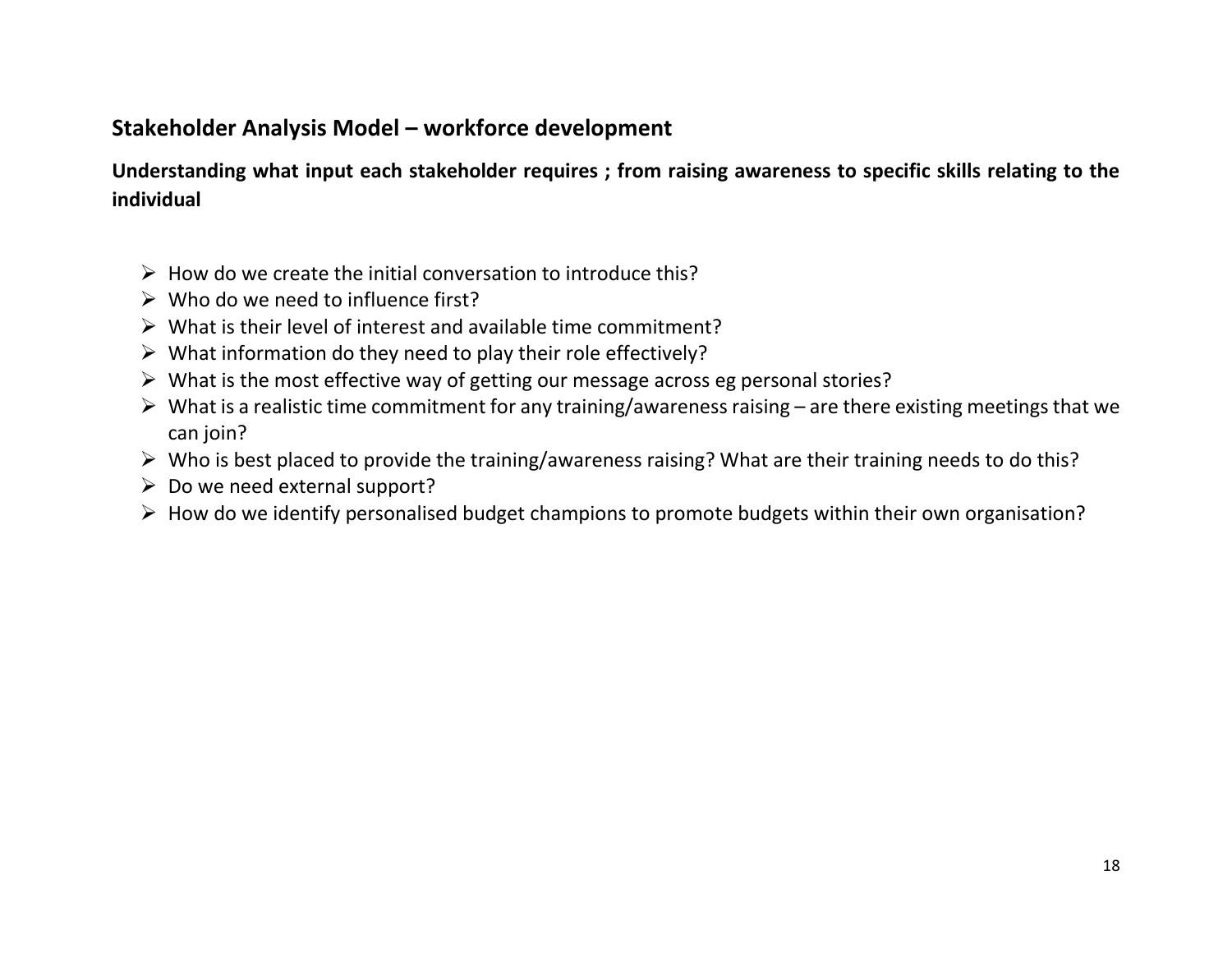## Stakeholder Analysis Model – workforce development

**Understanding what input each stakeholder requires ; from raising awareness to specific skills relating to the individual**

- How do we create the initial conversation to introduce this?
- Who do we need to influence first?
- What is their level of interest and available time commitment?
- What information do they need to play their role effectively?
- What is the most effective way of getting our message across eg personal stories?
- What is a realistic time commitment for any training/awareness raising – are there existing meetings that we can join?
- Who is best placed to provide the training/awareness raising? What are their training needs to do this?
- Do we need external support?
- How do we identify personalised budget champions to promote budgets within their own organisation?